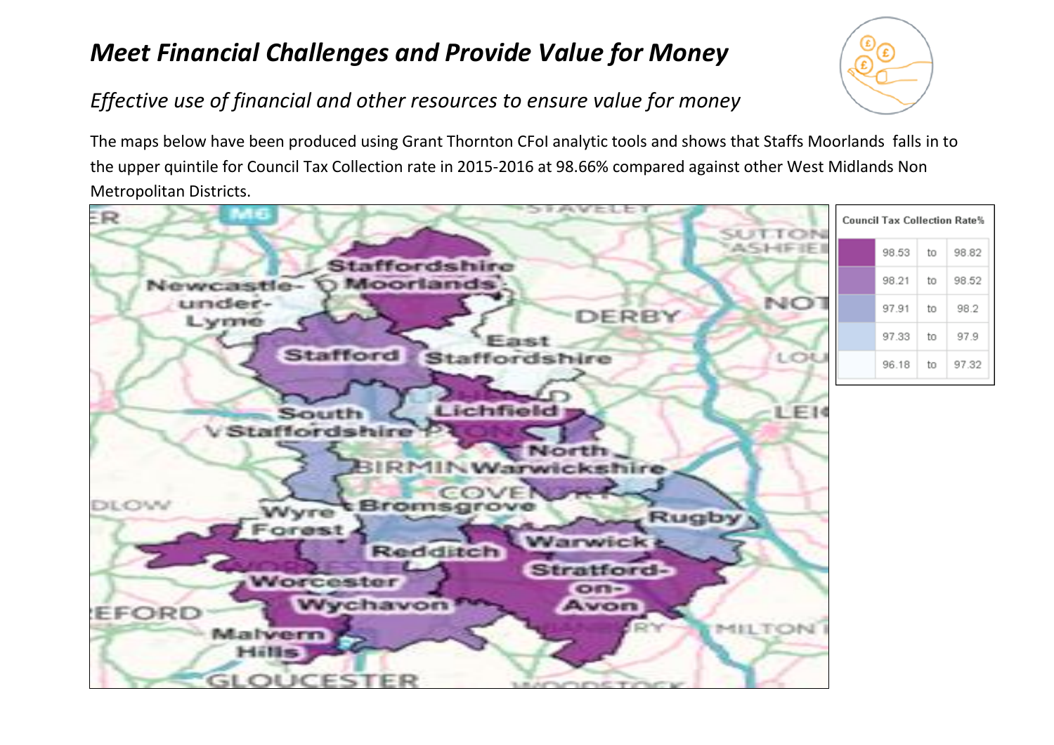# *Meet Financial Challenges and Provide Value for Money*

## *Effective use of financial and other resources to ensure value for money*

The maps below have been produced using Grant Thornton CFoI analytic tools and shows that Staffs Moorlands falls in to the upper quintile for Council Tax Collection rate in 2015-2016 at 98.66% compared against other West Midlands Non Metropolitan Districts.

Staffordshire Moorlands
Newcastle-under-Lyme
Stafford
East Staffordshire
South Staffordshire
Lichfield
North Warwickshire
Wyre Forest
Bromsgrove
Rugby
Redditch
Warwick
Worcester
Stratford-on-Avon
Wychavon
Malvern Hills

Council Tax Collection Rate%
98.53 to 98.82
98.21 to 98.52
97.91 to 98.2
97.33 to 97.9
96.18 to 97.32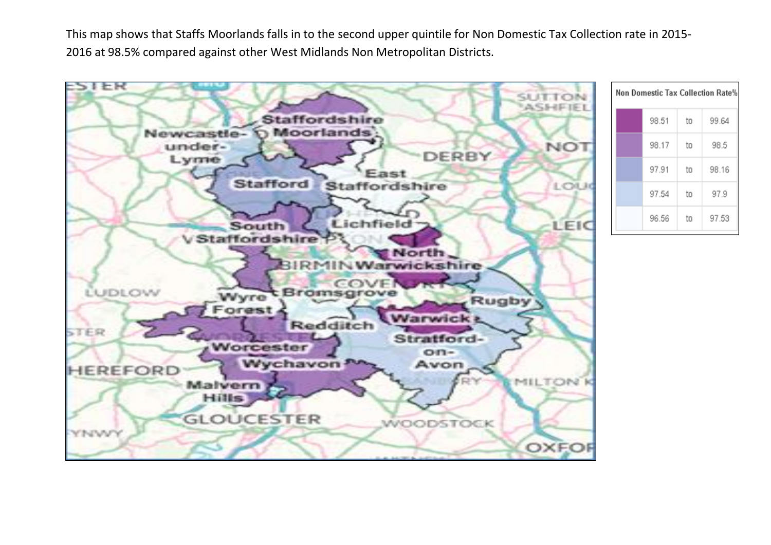This map shows that Staffs Moorlands falls in to the second upper quintile for Non Domestic Tax Collection rate in 2015-2016 at 98.5% compared against other West Midlands Non Metropolitan Districts.

Staffordshire Moorlands
Newcastle-under-Lyme
Stafford
East Staffordshire
South Staffordshire
Lichfield
North Warwickshire
Bromsgrove
Wyre Forest
Redditch
Rugby
Warwick
Worcester
Stratford-on-Avon
Wychavon
Malvern Hills

Non Domestic Tax Collection Rate%

98.51 to 99.64
98.17 to 98.5
97.91 to 98.16
97.54 to 97.9
96.56 to 97.53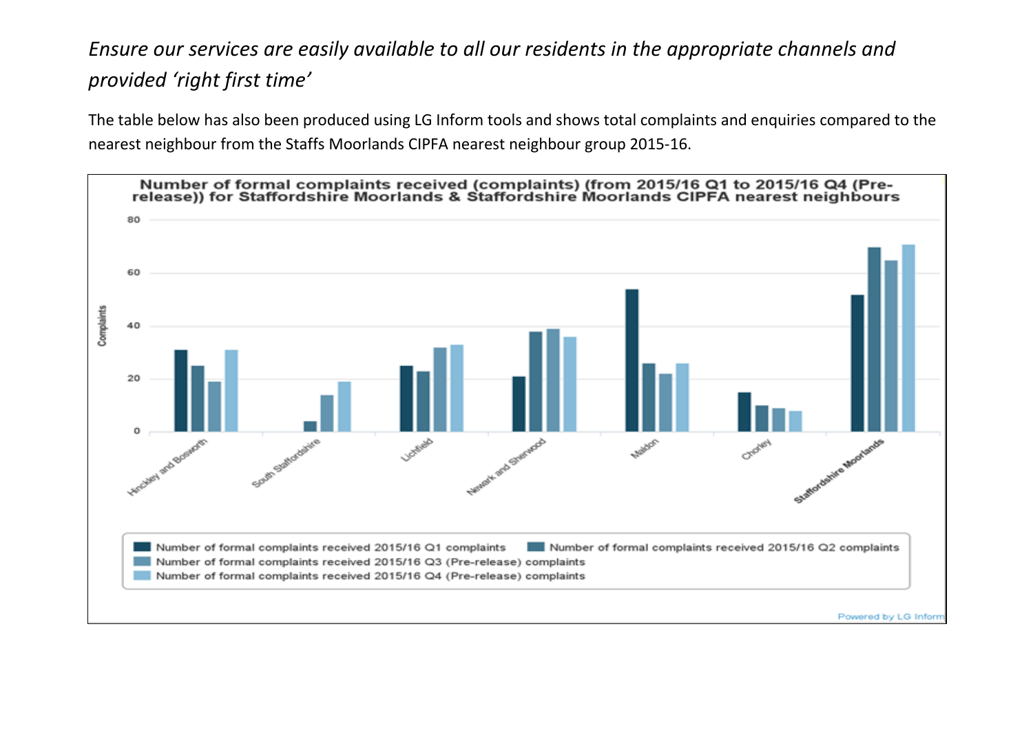*Ensure our services are easily available to all our residents in the appropriate channels and provided 'right first time'*

The table below has also been produced using LG Inform tools and shows total complaints and enquiries compared to the nearest neighbour from the Staffs Moorlands CIPFA nearest neighbour group 2015-16.

Number of formal complaints received (complaints) (from 2015/16 Q1 to 2015/16 Q4 (Pre-release)) for Staffordshire Moorlands & Staffordshire Moorlands CIPFA nearest neighbours

Complaints

80
60
40
20
0

Hinckley and Bosworth
South Staffordshire
Lichfield
Newark and Sherwood
Maldon
Chorley
Staffordshire Moorlands

Number of formal complaints received 2015/16 Q1 complaints
Number of formal complaints received 2015/16 Q2 complaints
Number of formal complaints received 2015/16 Q3 (Pre-release) complaints
Number of formal complaints received 2015/16 Q4 (Pre-release) complaints

Powered by LG Inform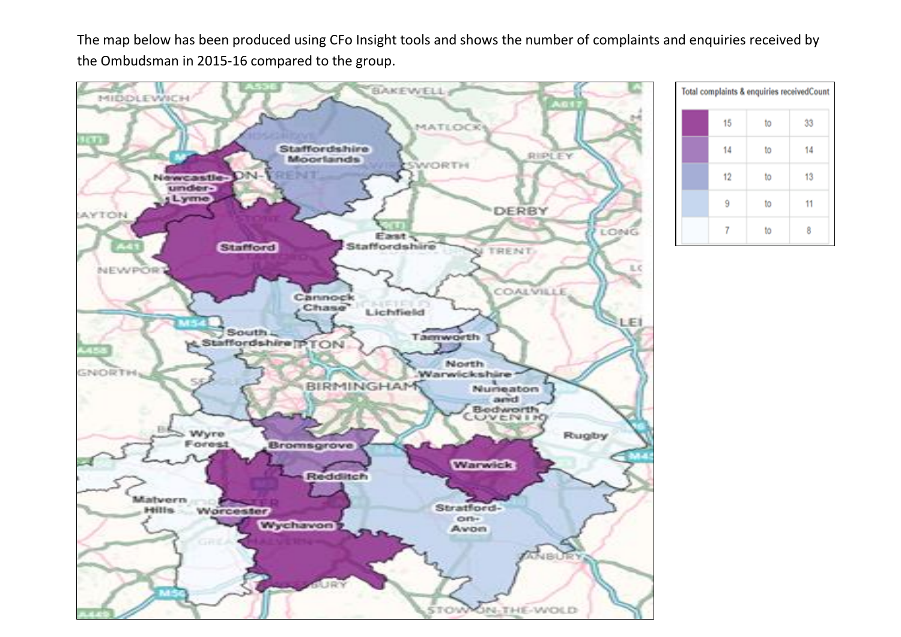The map below has been produced using CFo Insight tools and shows the number of complaints and enquiries received by the Ombudsman in 2015-16 compared to the group.

Total complaints & enquiries receivedCount

15 to 33

14 to 14

12 to 13

9 to 11

7 to 8

Staffordshire Moorlands

Newcastle-under-Lyme

Stafford

East Staffordshire

Cannock Chase

Lichfield

South Staffordshire

Tamworth

North Warwickshire

Nuneaton and Bedworth

Rugby

Wyre Forest

Bromsgrove

Redditch

Warwick

Malvern Hills

Worcester

Wychavon

Stratford-on-Avon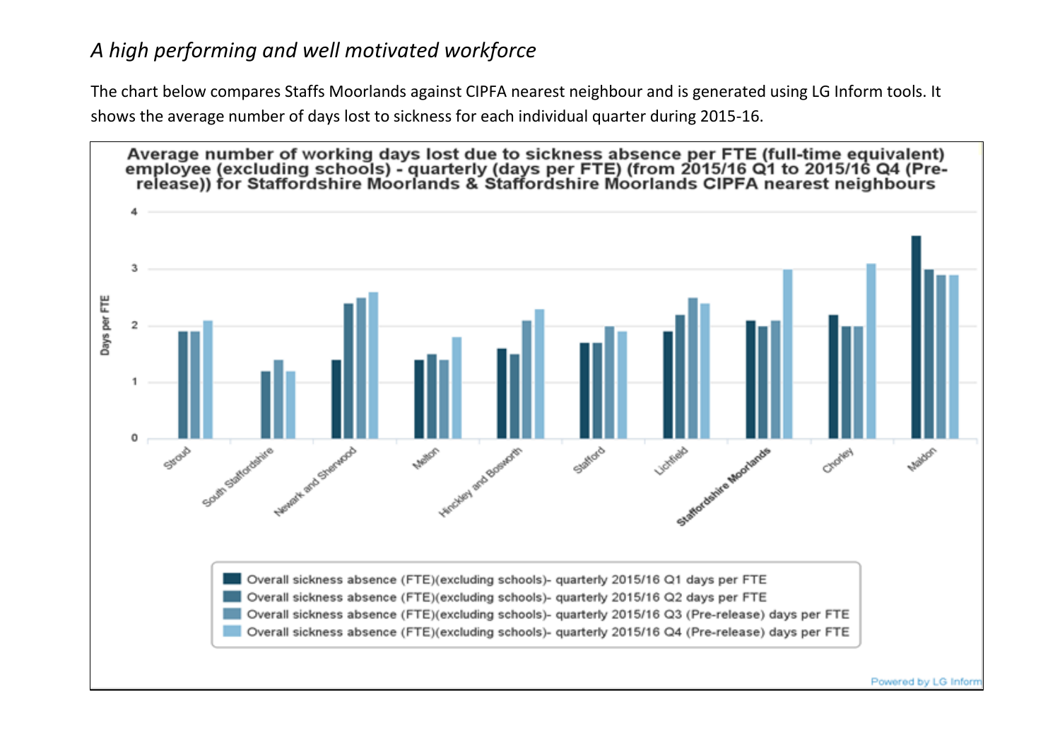*A high performing and well motivated workforce*

The chart below compares Staffs Moorlands against CIPFA nearest neighbour and is generated using LG Inform tools. It shows the average number of days lost to sickness for each individual quarter during 2015-16.

**Average number of working days lost due to sickness absence per FTE (full-time equivalent) employee (excluding schools) - quarterly (days per FTE) (from 2015/16 Q1 to 2015/16 Q4 (Pre-release)) for Staffordshire Moorlands & Staffordshire Moorlands CIPFA nearest neighbours**

Days per FTE

4
3
2
1
0

Stroud
South Staffordshire
Newark and Sherwood
Melton
Hinckley and Bosworth
Stafford
Lichfield
**Staffordshire Moorlands**
Chorley
Maldon

Overall sickness absence (FTE)(excluding schools)- quarterly 2015/16 Q1 days per FTE
Overall sickness absence (FTE)(excluding schools)- quarterly 2015/16 Q2 days per FTE
Overall sickness absence (FTE)(excluding schools)- quarterly 2015/16 Q3 (Pre-release) days per FTE
Overall sickness absence (FTE)(excluding schools)- quarterly 2015/16 Q4 (Pre-release) days per FTE

Powered by LG Inform